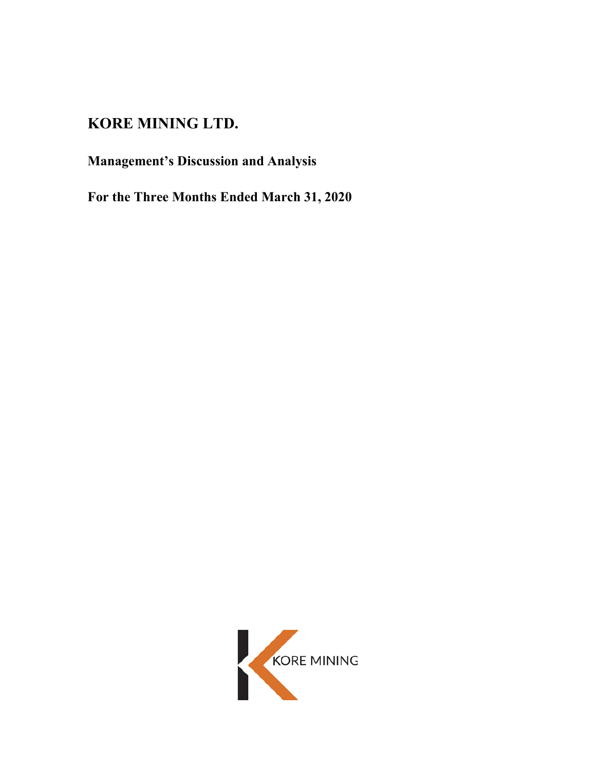# KORE MINING LTD.

## Management's Discussion and Analysis

## For the Three Months Ended March 31, 2020

KORE MINING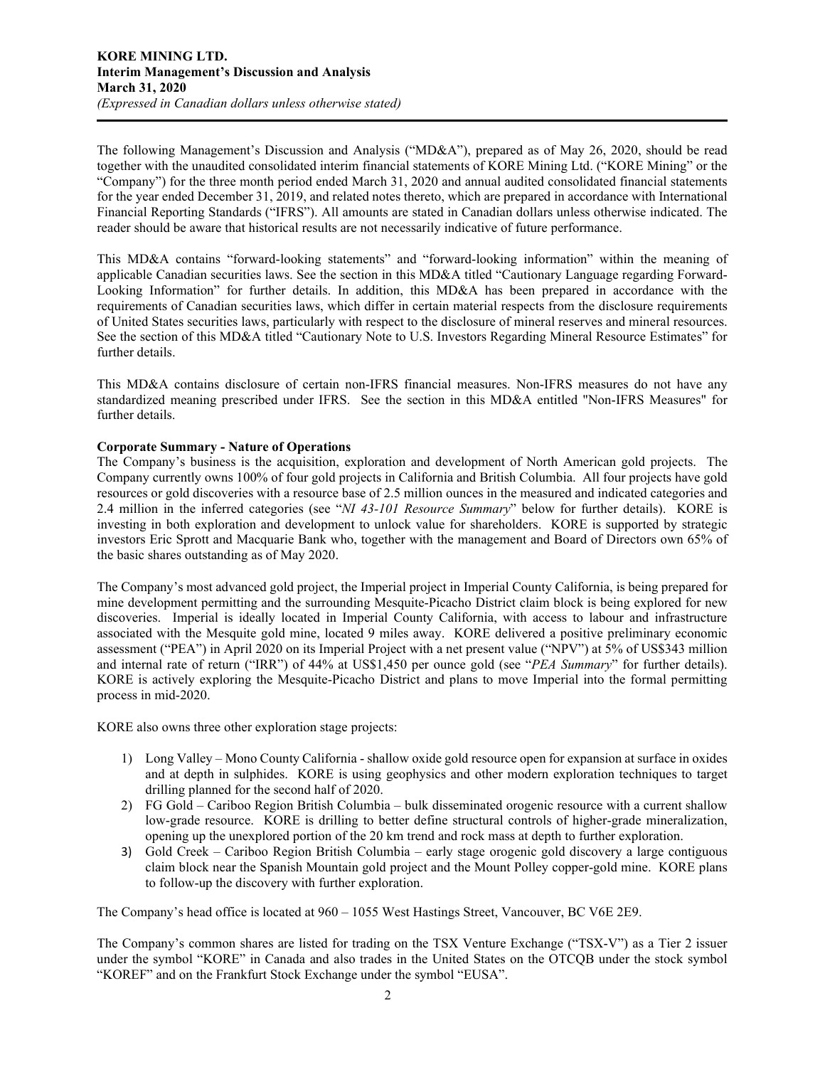The following Management's Discussion and Analysis ("MD&A"), prepared as of May 26, 2020, should be read together with the unaudited consolidated interim financial statements of KORE Mining Ltd. ("KORE Mining" or the "Company") for the three month period ended March 31, 2020 and annual audited consolidated financial statements for the year ended December 31, 2019, and related notes thereto, which are prepared in accordance with International Financial Reporting Standards ("IFRS"). All amounts are stated in Canadian dollars unless otherwise indicated. The reader should be aware that historical results are not necessarily indicative of future performance.

This MD&A contains "forward-looking statements" and "forward-looking information" within the meaning of applicable Canadian securities laws. See the section in this MD&A titled "Cautionary Language regarding Forward-Looking Information" for further details. In addition, this MD&A has been prepared in accordance with the requirements of Canadian securities laws, which differ in certain material respects from the disclosure requirements of United States securities laws, particularly with respect to the disclosure of mineral reserves and mineral resources. See the section of this MD&A titled "Cautionary Note to U.S. Investors Regarding Mineral Resource Estimates" for further details.

This MD&A contains disclosure of certain non-IFRS financial measures. Non-IFRS measures do not have any standardized meaning prescribed under IFRS. See the section in this MD&A entitled "Non-IFRS Measures" for further details.

**Corporate Summary - Nature of Operations**

The Company's business is the acquisition, exploration and development of North American gold projects. The Company currently owns 100% of four gold projects in California and British Columbia. All four projects have gold resources or gold discoveries with a resource base of 2.5 million ounces in the measured and indicated categories and 2.4 million in the inferred categories (see "*NI 43-101 Resource Summary*" below for further details). KORE is investing in both exploration and development to unlock value for shareholders. KORE is supported by strategic investors Eric Sprott and Macquarie Bank who, together with the management and Board of Directors own 65% of the basic shares outstanding as of May 2020.

The Company's most advanced gold project, the Imperial project in Imperial County California, is being prepared for mine development permitting and the surrounding Mesquite-Picacho District claim block is being explored for new discoveries. Imperial is ideally located in Imperial County California, with access to labour and infrastructure associated with the Mesquite gold mine, located 9 miles away. KORE delivered a positive preliminary economic assessment ("PEA") in April 2020 on its Imperial Project with a net present value ("NPV") at 5% of US$343 million and internal rate of return ("IRR") of 44% at US$1,450 per ounce gold (see "*PEA Summary*" for further details). KORE is actively exploring the Mesquite-Picacho District and plans to move Imperial into the formal permitting process in mid-2020.

KORE also owns three other exploration stage projects:

1) Long Valley – Mono County California - shallow oxide gold resource open for expansion at surface in oxides and at depth in sulphides. KORE is using geophysics and other modern exploration techniques to target drilling planned for the second half of 2020.
2) FG Gold – Cariboo Region British Columbia – bulk disseminated orogenic resource with a current shallow low-grade resource. KORE is drilling to better define structural controls of higher-grade mineralization, opening up the unexplored portion of the 20 km trend and rock mass at depth to further exploration.
3) Gold Creek – Cariboo Region British Columbia – early stage orogenic gold discovery a large contiguous claim block near the Spanish Mountain gold project and the Mount Polley copper-gold mine. KORE plans to follow-up the discovery with further exploration.

The Company's head office is located at 960 – 1055 West Hastings Street, Vancouver, BC V6E 2E9.

The Company's common shares are listed for trading on the TSX Venture Exchange ("TSX-V") as a Tier 2 issuer under the symbol "KORE" in Canada and also trades in the United States on the OTCQB under the stock symbol "KOREF" and on the Frankfurt Stock Exchange under the symbol "EUSA".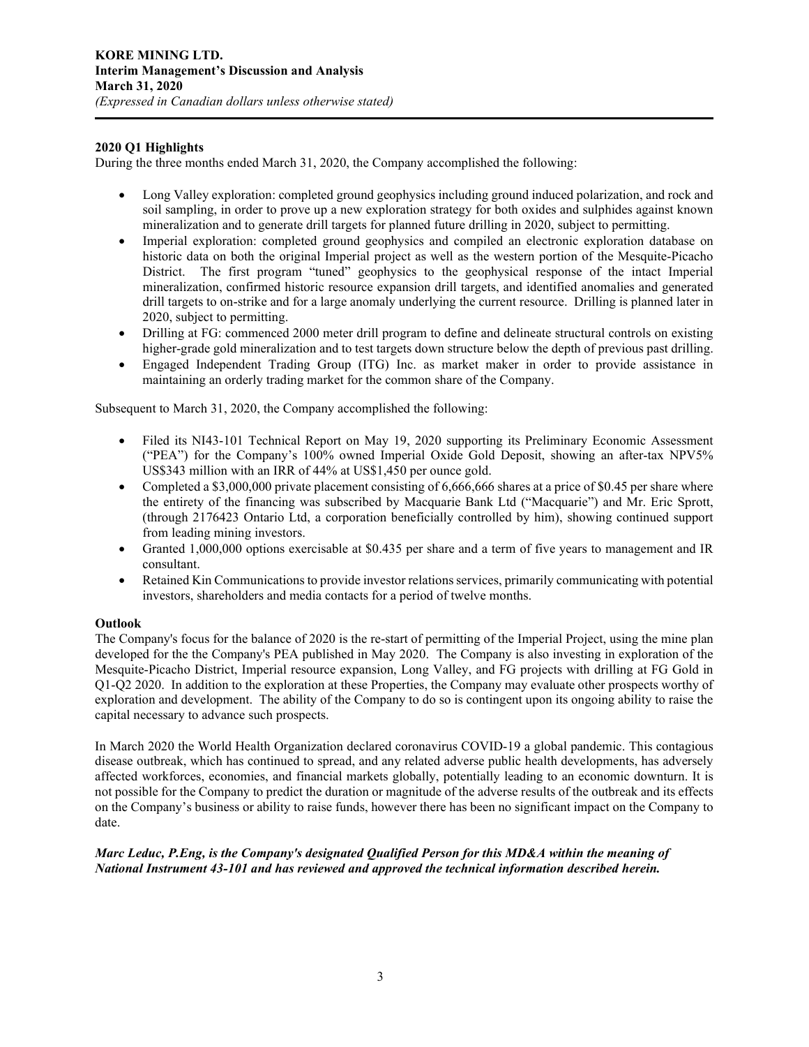## 2020 Q1 Highlights

During the three months ended March 31, 2020, the Company accomplished the following:

- Long Valley exploration: completed ground geophysics including ground induced polarization, and rock and soil sampling, in order to prove up a new exploration strategy for both oxides and sulphides against known mineralization and to generate drill targets for planned future drilling in 2020, subject to permitting.
- Imperial exploration: completed ground geophysics and compiled an electronic exploration database on historic data on both the original Imperial project as well as the western portion of the Mesquite-Picacho District. The first program "tuned" geophysics to the geophysical response of the intact Imperial mineralization, confirmed historic resource expansion drill targets, and identified anomalies and generated drill targets to on-strike and for a large anomaly underlying the current resource. Drilling is planned later in 2020, subject to permitting.
- Drilling at FG: commenced 2000 meter drill program to define and delineate structural controls on existing higher-grade gold mineralization and to test targets down structure below the depth of previous past drilling.
- Engaged Independent Trading Group (ITG) Inc. as market maker in order to provide assistance in maintaining an orderly trading market for the common share of the Company.

Subsequent to March 31, 2020, the Company accomplished the following:

- Filed its NI43-101 Technical Report on May 19, 2020 supporting its Preliminary Economic Assessment ("PEA") for the Company's 100% owned Imperial Oxide Gold Deposit, showing an after-tax NPV5% US$343 million with an IRR of 44% at US$1,450 per ounce gold.
- Completed a $3,000,000 private placement consisting of 6,666,666 shares at a price of $0.45 per share where the entirety of the financing was subscribed by Macquarie Bank Ltd ("Macquarie") and Mr. Eric Sprott, (through 2176423 Ontario Ltd, a corporation beneficially controlled by him), showing continued support from leading mining investors.
- Granted 1,000,000 options exercisable at $0.435 per share and a term of five years to management and IR consultant.
- Retained Kin Communications to provide investor relations services, primarily communicating with potential investors, shareholders and media contacts for a period of twelve months.

## Outlook

The Company's focus for the balance of 2020 is the re-start of permitting of the Imperial Project, using the mine plan developed for the the Company's PEA published in May 2020. The Company is also investing in exploration of the Mesquite-Picacho District, Imperial resource expansion, Long Valley, and FG projects with drilling at FG Gold in Q1-Q2 2020. In addition to the exploration at these Properties, the Company may evaluate other prospects worthy of exploration and development. The ability of the Company to do so is contingent upon its ongoing ability to raise the capital necessary to advance such prospects.

In March 2020 the World Health Organization declared coronavirus COVID-19 a global pandemic. This contagious disease outbreak, which has continued to spread, and any related adverse public health developments, has adversely affected workforces, economies, and financial markets globally, potentially leading to an economic downturn. It is not possible for the Company to predict the duration or magnitude of the adverse results of the outbreak and its effects on the Company's business or ability to raise funds, however there has been no significant impact on the Company to date.

***Marc Leduc, P.Eng, is the Company's designated Qualified Person for this MD&A within the meaning of National Instrument 43-101 and has reviewed and approved the technical information described herein.***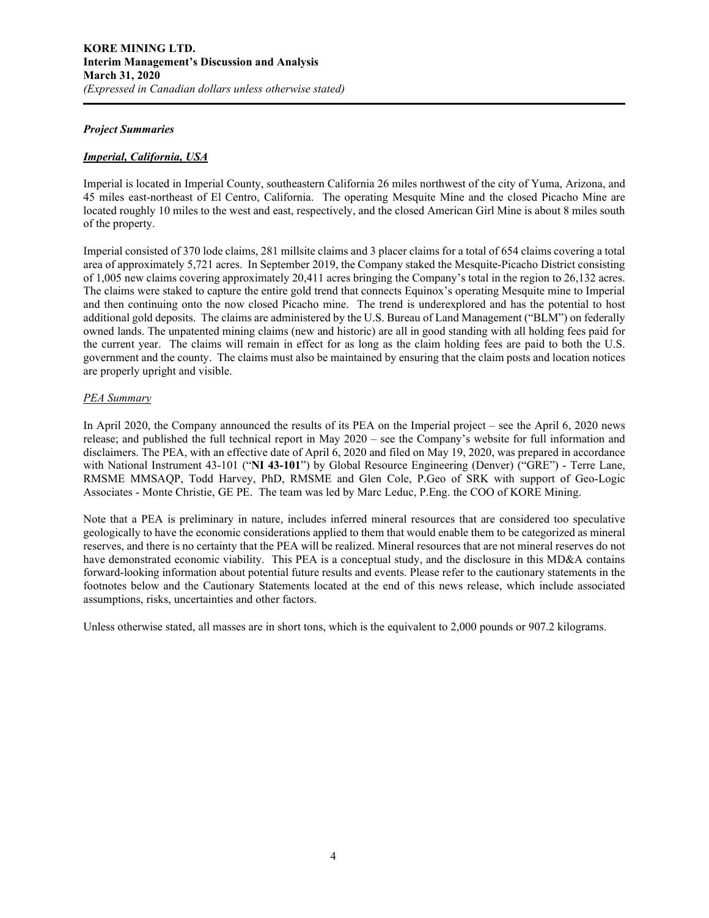***Project Summaries***

***Imperial, California, USA***

Imperial is located in Imperial County, southeastern California 26 miles northwest of the city of Yuma, Arizona, and 45 miles east-northeast of El Centro, California. The operating Mesquite Mine and the closed Picacho Mine are located roughly 10 miles to the west and east, respectively, and the closed American Girl Mine is about 8 miles south of the property.

Imperial consisted of 370 lode claims, 281 millsite claims and 3 placer claims for a total of 654 claims covering a total area of approximately 5,721 acres. In September 2019, the Company staked the Mesquite-Picacho District consisting of 1,005 new claims covering approximately 20,411 acres bringing the Company's total in the region to 26,132 acres. The claims were staked to capture the entire gold trend that connects Equinox's operating Mesquite mine to Imperial and then continuing onto the now closed Picacho mine. The trend is underexplored and has the potential to host additional gold deposits. The claims are administered by the U.S. Bureau of Land Management ("BLM") on federally owned lands. The unpatented mining claims (new and historic) are all in good standing with all holding fees paid for the current year. The claims will remain in effect for as long as the claim holding fees are paid to both the U.S. government and the county. The claims must also be maintained by ensuring that the claim posts and location notices are properly upright and visible.

*PEA Summary*

In April 2020, the Company announced the results of its PEA on the Imperial project – see the April 6, 2020 news release; and published the full technical report in May 2020 – see the Company's website for full information and disclaimers. The PEA, with an effective date of April 6, 2020 and filed on May 19, 2020, was prepared in accordance with National Instrument 43-101 ("**NI 43-101**") by Global Resource Engineering (Denver) ("GRE") - Terre Lane, RMSME MMSAQP, Todd Harvey, PhD, RMSME and Glen Cole, P.Geo of SRK with support of Geo-Logic Associates - Monte Christie, GE PE. The team was led by Marc Leduc, P.Eng. the COO of KORE Mining.

Note that a PEA is preliminary in nature, includes inferred mineral resources that are considered too speculative geologically to have the economic considerations applied to them that would enable them to be categorized as mineral reserves, and there is no certainty that the PEA will be realized. Mineral resources that are not mineral reserves do not have demonstrated economic viability. This PEA is a conceptual study, and the disclosure in this MD&A contains forward-looking information about potential future results and events. Please refer to the cautionary statements in the footnotes below and the Cautionary Statements located at the end of this news release, which include associated assumptions, risks, uncertainties and other factors.

Unless otherwise stated, all masses are in short tons, which is the equivalent to 2,000 pounds or 907.2 kilograms.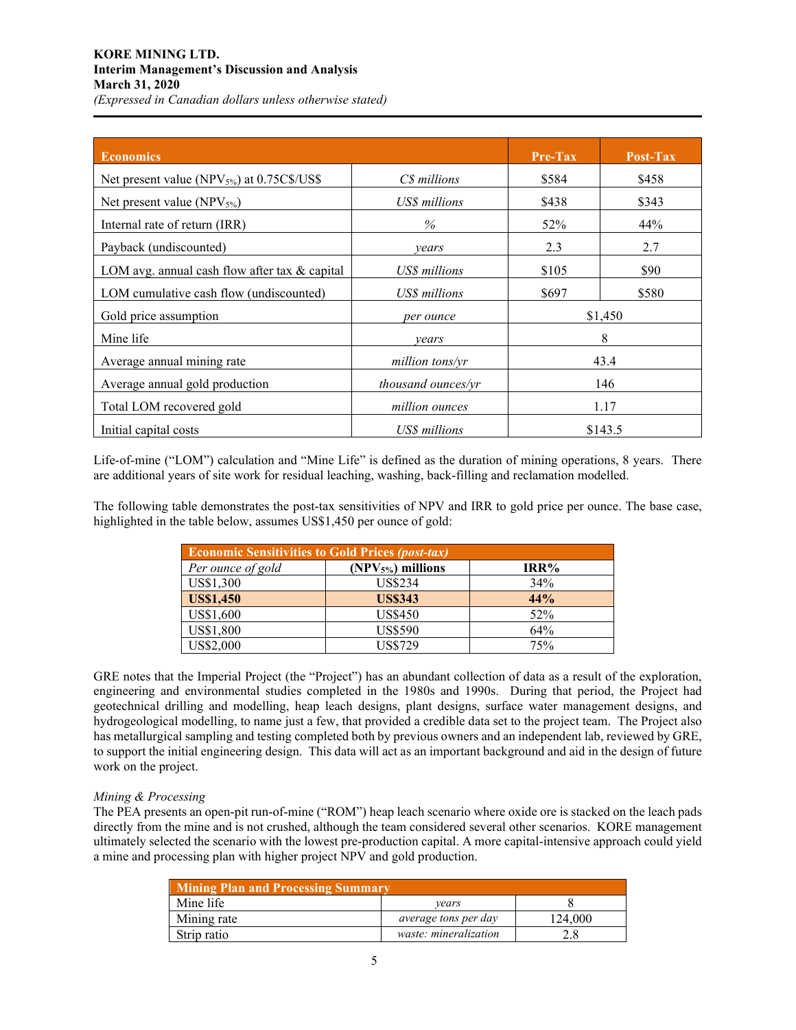| Economics | | Pre-Tax | Post-Tax |
|---|---|---|---|
| Net present value ($NPV_{5\%}$) at 0.75C$/US$ | *C$ millions* | $584 | $458 |
| Net present value ($NPV_{5\%}$) | *US$ millions* | $438 | $343 |
| Internal rate of return (IRR) | *%* | 52% | 44% |
| Payback (undiscounted) | *years* | 2.3 | 2.7 |
| LOM avg. annual cash flow after tax & capital | *US$ millions* | $105 | $90 |
| LOM cumulative cash flow (undiscounted) | *US$ millions* | $697 | $580 |
| Gold price assumption | *per ounce* | $1,450 | |
| Mine life | *years* | 8 | |
| Average annual mining rate | *million tons/yr* | 43.4 | |
| Average annual gold production | *thousand ounces/yr* | 146 | |
| Total LOM recovered gold | *million ounces* | 1.17 | |
| Initial capital costs | *US$ millions* | $143.5 | |

Life-of-mine ("LOM") calculation and "Mine Life" is defined as the duration of mining operations, 8 years. There are additional years of site work for residual leaching, washing, back-filling and reclamation modelled.

The following table demonstrates the post-tax sensitivities of NPV and IRR to gold price per ounce. The base case, highlighted in the table below, assumes US$1,450 per ounce of gold:

| Economic Sensitivities to Gold Prices *(post-tax)* | | |
|---|---|---|
| *Per ounce of gold* | **($NPV_{5\%}$) millions** | **IRR%** |
| US$1,300 | US$234 | 34% |
| **US$1,450** | **US$343** | **44%** |
| US$1,600 | US$450 | 52% |
| US$1,800 | US$590 | 64% |
| US$2,000 | US$729 | 75% |

GRE notes that the Imperial Project (the "Project") has an abundant collection of data as a result of the exploration, engineering and environmental studies completed in the 1980s and 1990s. During that period, the Project had geotechnical drilling and modelling, heap leach designs, plant designs, surface water management designs, and hydrogeological modelling, to name just a few, that provided a credible data set to the project team. The Project also has metallurgical sampling and testing completed both by previous owners and an independent lab, reviewed by GRE, to support the initial engineering design. This data will act as an important background and aid in the design of future work on the project.

*Mining & Processing*

The PEA presents an open-pit run-of-mine ("ROM") heap leach scenario where oxide ore is stacked on the leach pads directly from the mine and is not crushed, although the team considered several other scenarios. KORE management ultimately selected the scenario with the lowest pre-production capital. A more capital-intensive approach could yield a mine and processing plan with higher project NPV and gold production.

| Mining Plan and Processing Summary | | |
|---|---|---|
| Mine life | *years* | 8 |
| Mining rate | *average tons per day* | 124,000 |
| Strip ratio | *waste: mineralization* | 2.8 |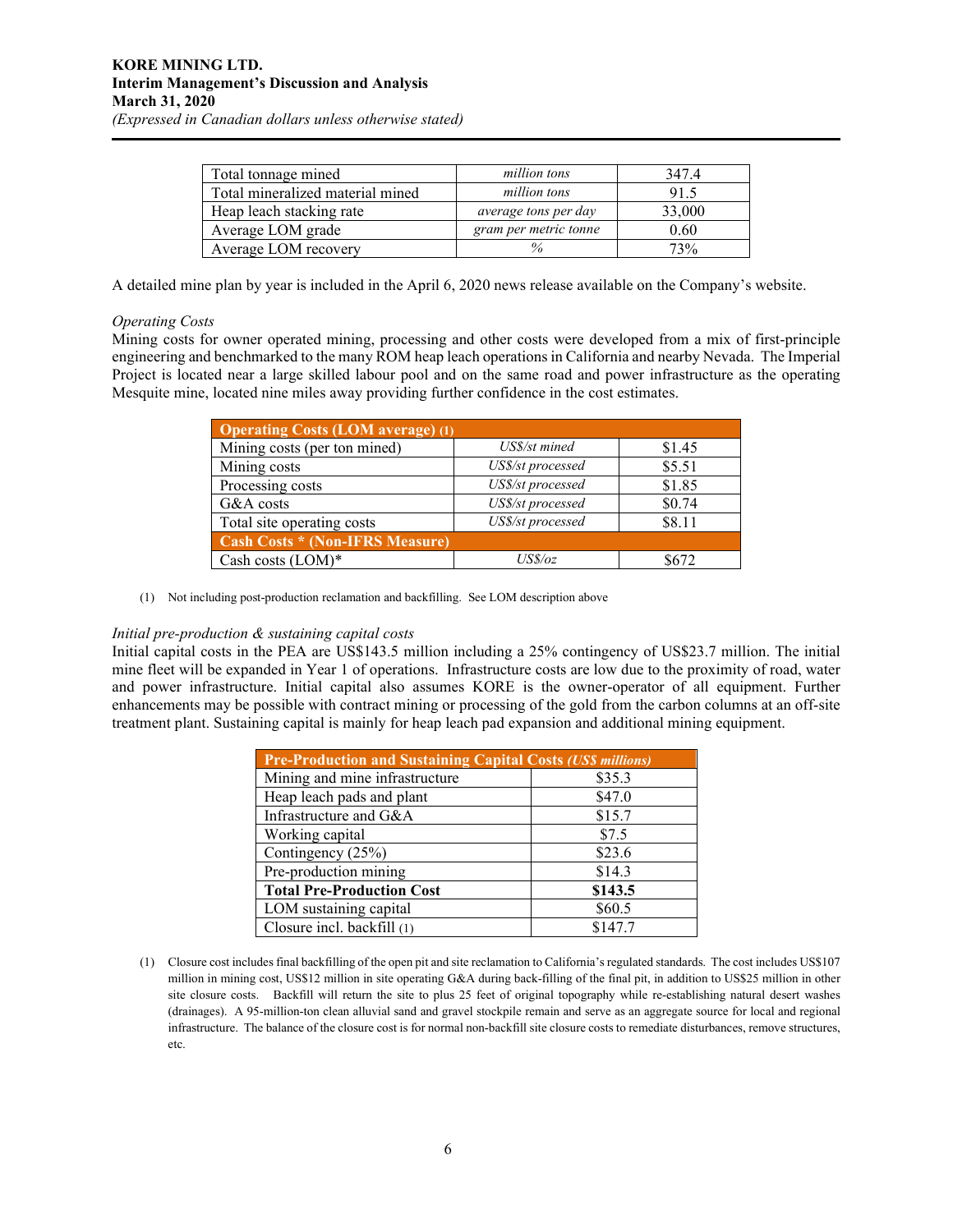| Total tonnage mined | *million tons* | 347.4 |
|---|---|---|
| Total mineralized material mined | *million tons* | 91.5 |
| Heap leach stacking rate | *average tons per day* | 33,000 |
| Average LOM grade | *gram per metric tonne* | 0.60 |
| Average LOM recovery | *%* | 73% |

A detailed mine plan by year is included in the April 6, 2020 news release available on the Company's website.

*Operating Costs*

Mining costs for owner operated mining, processing and other costs were developed from a mix of first-principle engineering and benchmarked to the many ROM heap leach operations in California and nearby Nevada. The Imperial Project is located near a large skilled labour pool and on the same road and power infrastructure as the operating Mesquite mine, located nine miles away providing further confidence in the cost estimates.

| **Operating Costs (LOM average) (1)** | | |
|---|---|---|
| Mining costs (per ton mined) | *US$/st mined* | $1.45 |
| Mining costs | *US$/st processed* | $5.51 |
| Processing costs | *US$/st processed* | $1.85 |
| G&A costs | *US$/st processed* | $0.74 |
| Total site operating costs | *US$/st processed* | $8.11 |
| **Cash Costs * (Non-IFRS Measure)** | | |
| Cash costs (LOM)* | *US$/oz* | $672 |

(1) Not including post-production reclamation and backfilling. See LOM description above

*Initial pre-production & sustaining capital costs*

Initial capital costs in the PEA are US$143.5 million including a 25% contingency of US$23.7 million. The initial mine fleet will be expanded in Year 1 of operations. Infrastructure costs are low due to the proximity of road, water and power infrastructure. Initial capital also assumes KORE is the owner-operator of all equipment. Further enhancements may be possible with contract mining or processing of the gold from the carbon columns at an off-site treatment plant. Sustaining capital is mainly for heap leach pad expansion and additional mining equipment.

| **Pre-Production and Sustaining Capital Costs *(US$ millions)*** | |
|---|---|
| Mining and mine infrastructure | $35.3 |
| Heap leach pads and plant | $47.0 |
| Infrastructure and G&A | $15.7 |
| Working capital | $7.5 |
| Contingency (25%) | $23.6 |
| Pre-production mining | $14.3 |
| **Total Pre-Production Cost** | **$143.5** |
| LOM sustaining capital | $60.5 |
| Closure incl. backfill (1) | $147.7 |

(1) Closure cost includes final backfilling of the open pit and site reclamation to California's regulated standards. The cost includes US$107 million in mining cost, US$12 million in site operating G&A during back-filling of the final pit, in addition to US$25 million in other site closure costs. Backfill will return the site to plus 25 feet of original topography while re-establishing natural desert washes (drainages). A 95-million-ton clean alluvial sand and gravel stockpile remain and serve as an aggregate source for local and regional infrastructure. The balance of the closure cost is for normal non-backfill site closure costs to remediate disturbances, remove structures, etc.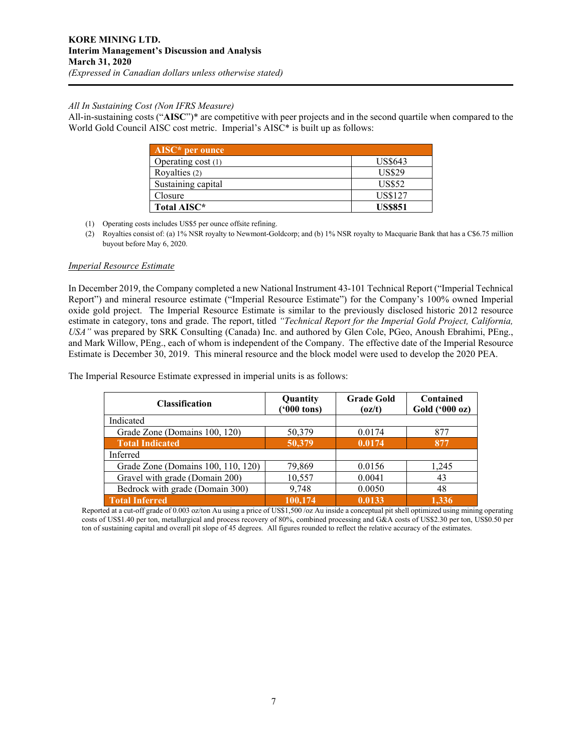*All In Sustaining Cost (Non IFRS Measure)*

All-in-sustaining costs ("**AISC**")* are competitive with peer projects and in the second quartile when compared to the World Gold Council AISC cost metric. Imperial's AISC* is built up as follows:

| **AISC* per ounce** | |
|---|---|
| Operating cost (1) | US$643 |
| Royalties (2) | US$29 |
| Sustaining capital | US$52 |
| Closure | US$127 |
| **Total AISC*** | **US$851** |

(1) Operating costs includes US$5 per ounce offsite refining.

(2) Royalties consist of: (a) 1% NSR royalty to Newmont-Goldcorp; and (b) 1% NSR royalty to Macquarie Bank that has a C$6.75 million buyout before May 6, 2020.

*Imperial Resource Estimate*

In December 2019, the Company completed a new National Instrument 43-101 Technical Report ("Imperial Technical Report") and mineral resource estimate ("Imperial Resource Estimate") for the Company's 100% owned Imperial oxide gold project. The Imperial Resource Estimate is similar to the previously disclosed historic 2012 resource estimate in category, tons and grade. The report, titled *"Technical Report for the Imperial Gold Project, California, USA"* was prepared by SRK Consulting (Canada) Inc. and authored by Glen Cole, PGeo, Anoush Ebrahimi, PEng., and Mark Willow, PEng., each of whom is independent of the Company. The effective date of the Imperial Resource Estimate is December 30, 2019. This mineral resource and the block model were used to develop the 2020 PEA.

The Imperial Resource Estimate expressed in imperial units is as follows:

| **Classification** | **Quantity ('000 tons)** | **Grade Gold (oz/t)** | **Contained Gold ('000 oz)** |
|---|---|---|---|
| Indicated | | | |
| Grade Zone (Domains 100, 120) | 50,379 | 0.0174 | 877 |
| **Total Indicated** | **50,379** | **0.0174** | **877** |
| Inferred | | | |
| Grade Zone (Domains 100, 110, 120) | 79,869 | 0.0156 | 1,245 |
| Gravel with grade (Domain 200) | 10,557 | 0.0041 | 43 |
| Bedrock with grade (Domain 300) | 9,748 | 0.0050 | 48 |
| **Total Inferred** | **100,174** | **0.0133** | **1,336** |

Reported at a cut-off grade of 0.003 oz/ton Au using a price of US$1,500 /oz Au inside a conceptual pit shell optimized using mining operating costs of US$1.40 per ton, metallurgical and process recovery of 80%, combined processing and G&A costs of US$2.30 per ton, US$0.50 per ton of sustaining capital and overall pit slope of 45 degrees. All figures rounded to reflect the relative accuracy of the estimates.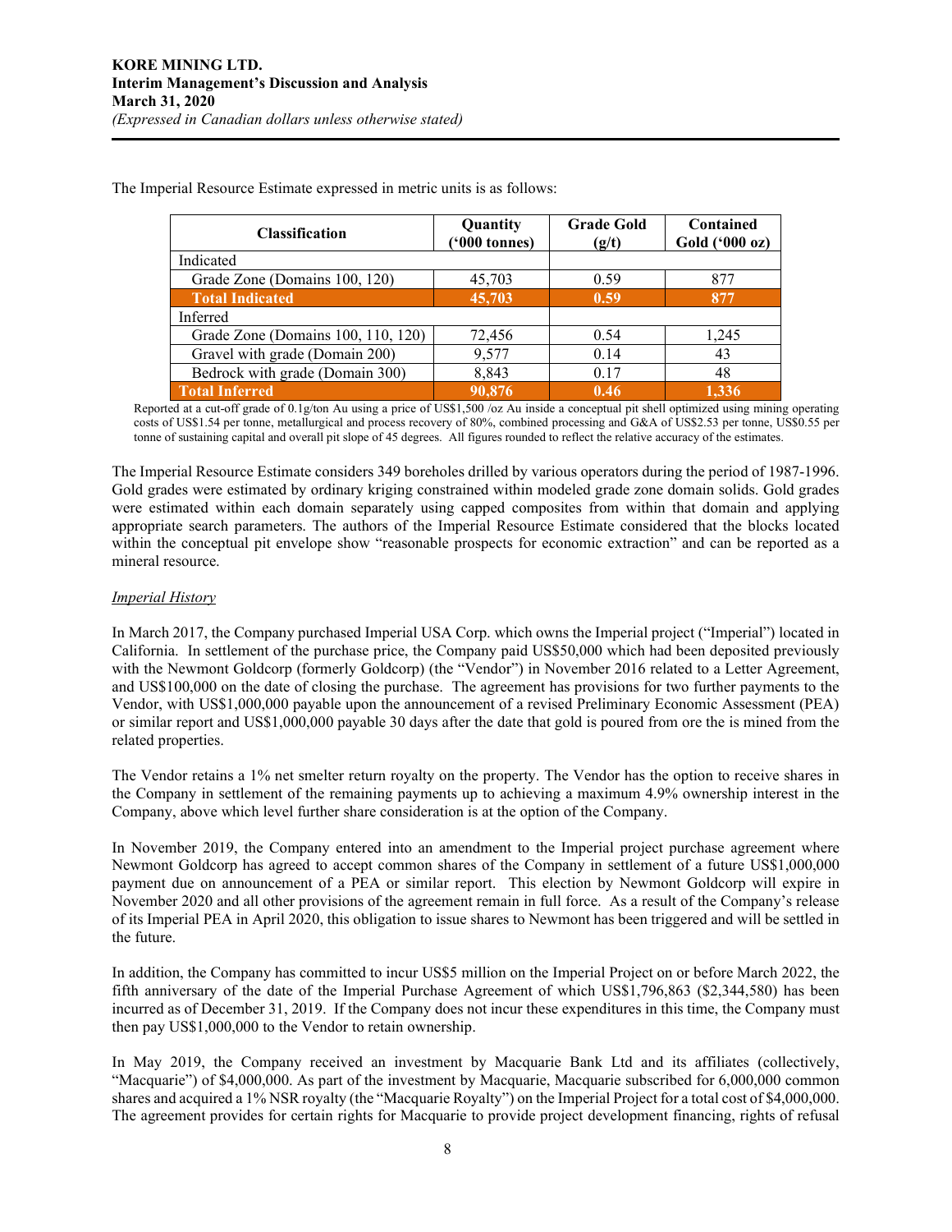The Imperial Resource Estimate expressed in metric units is as follows:

| Classification | Quantity ('000 tonnes) | Grade Gold (g/t) | Contained Gold ('000 oz) |
|---|---|---|---|
| Indicated | | | |
| Grade Zone (Domains 100, 120) | 45,703 | 0.59 | 877 |
| **Total Indicated** | **45,703** | **0.59** | **877** |
| Inferred | | | |
| Grade Zone (Domains 100, 110, 120) | 72,456 | 0.54 | 1,245 |
| Gravel with grade (Domain 200) | 9,577 | 0.14 | 43 |
| Bedrock with grade (Domain 300) | 8,843 | 0.17 | 48 |
| **Total Inferred** | **90,876** | **0.46** | **1,336** |

Reported at a cut-off grade of 0.1g/ton Au using a price of US$1,500 /oz Au inside a conceptual pit shell optimized using mining operating costs of US$1.54 per tonne, metallurgical and process recovery of 80%, combined processing and G&A of US$2.53 per tonne, US$0.55 per tonne of sustaining capital and overall pit slope of 45 degrees. All figures rounded to reflect the relative accuracy of the estimates.

The Imperial Resource Estimate considers 349 boreholes drilled by various operators during the period of 1987-1996. Gold grades were estimated by ordinary kriging constrained within modeled grade zone domain solids. Gold grades were estimated within each domain separately using capped composites from within that domain and applying appropriate search parameters. The authors of the Imperial Resource Estimate considered that the blocks located within the conceptual pit envelope show "reasonable prospects for economic extraction" and can be reported as a mineral resource.

*Imperial History*

In March 2017, the Company purchased Imperial USA Corp. which owns the Imperial project ("Imperial") located in California. In settlement of the purchase price, the Company paid US$50,000 which had been deposited previously with the Newmont Goldcorp (formerly Goldcorp) (the "Vendor") in November 2016 related to a Letter Agreement, and US$100,000 on the date of closing the purchase. The agreement has provisions for two further payments to the Vendor, with US$1,000,000 payable upon the announcement of a revised Preliminary Economic Assessment (PEA) or similar report and US$1,000,000 payable 30 days after the date that gold is poured from ore the is mined from the related properties.

The Vendor retains a 1% net smelter return royalty on the property. The Vendor has the option to receive shares in the Company in settlement of the remaining payments up to achieving a maximum 4.9% ownership interest in the Company, above which level further share consideration is at the option of the Company.

In November 2019, the Company entered into an amendment to the Imperial project purchase agreement where Newmont Goldcorp has agreed to accept common shares of the Company in settlement of a future US$1,000,000 payment due on announcement of a PEA or similar report. This election by Newmont Goldcorp will expire in November 2020 and all other provisions of the agreement remain in full force. As a result of the Company's release of its Imperial PEA in April 2020, this obligation to issue shares to Newmont has been triggered and will be settled in the future.

In addition, the Company has committed to incur US$5 million on the Imperial Project on or before March 2022, the fifth anniversary of the date of the Imperial Purchase Agreement of which US$1,796,863 ($2,344,580) has been incurred as of December 31, 2019. If the Company does not incur these expenditures in this time, the Company must then pay US$1,000,000 to the Vendor to retain ownership.

In May 2019, the Company received an investment by Macquarie Bank Ltd and its affiliates (collectively, "Macquarie") of $4,000,000. As part of the investment by Macquarie, Macquarie subscribed for 6,000,000 common shares and acquired a 1% NSR royalty (the "Macquarie Royalty") on the Imperial Project for a total cost of $4,000,000. The agreement provides for certain rights for Macquarie to provide project development financing, rights of refusal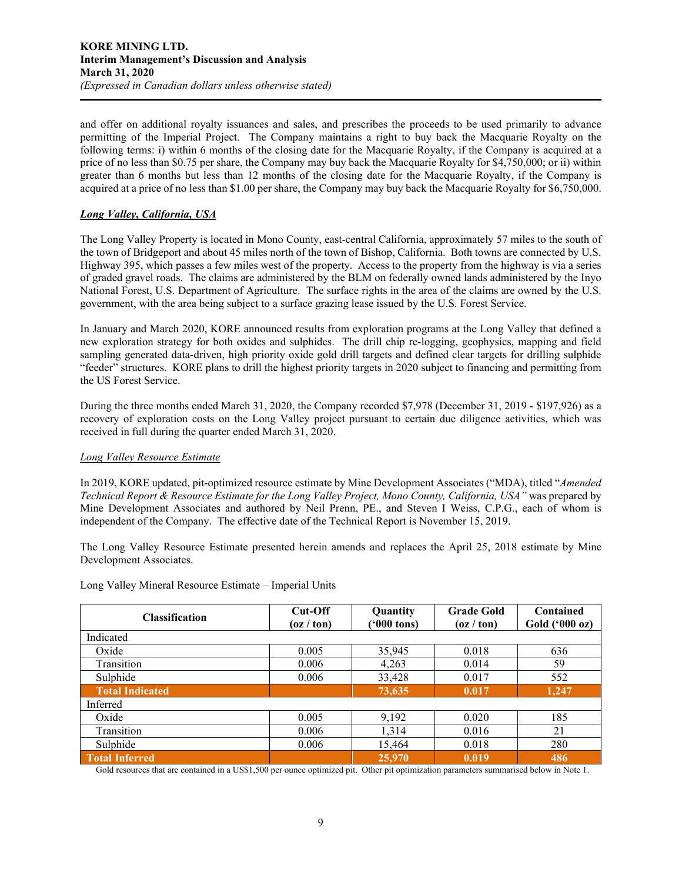and offer on additional royalty issuances and sales, and prescribes the proceeds to be used primarily to advance permitting of the Imperial Project. The Company maintains a right to buy back the Macquarie Royalty on the following terms: i) within 6 months of the closing date for the Macquarie Royalty, if the Company is acquired at a price of no less than \$0.75 per share, the Company may buy back the Macquarie Royalty for \$4,750,000; or ii) within greater than 6 months but less than 12 months of the closing date for the Macquarie Royalty, if the Company is acquired at a price of no less than \$1.00 per share, the Company may buy back the Macquarie Royalty for \$6,750,000.

***Long Valley, California, USA***

The Long Valley Property is located in Mono County, east-central California, approximately 57 miles to the south of the town of Bridgeport and about 45 miles north of the town of Bishop, California. Both towns are connected by U.S. Highway 395, which passes a few miles west of the property. Access to the property from the highway is via a series of graded gravel roads. The claims are administered by the BLM on federally owned lands administered by the Inyo National Forest, U.S. Department of Agriculture. The surface rights in the area of the claims are owned by the U.S. government, with the area being subject to a surface grazing lease issued by the U.S. Forest Service.

In January and March 2020, KORE announced results from exploration programs at the Long Valley that defined a new exploration strategy for both oxides and sulphides. The drill chip re-logging, geophysics, mapping and field sampling generated data-driven, high priority oxide gold drill targets and defined clear targets for drilling sulphide "feeder" structures. KORE plans to drill the highest priority targets in 2020 subject to financing and permitting from the US Forest Service.

During the three months ended March 31, 2020, the Company recorded \$7,978 (December 31, 2019 - \$197,926) as a recovery of exploration costs on the Long Valley project pursuant to certain due diligence activities, which was received in full during the quarter ended March 31, 2020.

*Long Valley Resource Estimate*

In 2019, KORE updated, pit-optimized resource estimate by Mine Development Associates ("MDA"), titled "*Amended Technical Report & Resource Estimate for the Long Valley Project, Mono County, California, USA"* was prepared by Mine Development Associates and authored by Neil Prenn, PE., and Steven I Weiss, C.P.G., each of whom is independent of the Company. The effective date of the Technical Report is November 15, 2019.

The Long Valley Resource Estimate presented herein amends and replaces the April 25, 2018 estimate by Mine Development Associates.

Long Valley Mineral Resource Estimate – Imperial Units

| Classification | Cut-Off (oz / ton) | Quantity ('000 tons) | Grade Gold (oz / ton) | Contained Gold ('000 oz) |
|---|---|---|---|---|
| Indicated | | | | |
| Oxide | 0.005 | 35,945 | 0.018 | 636 |
| Transition | 0.006 | 4,263 | 0.014 | 59 |
| Sulphide | 0.006 | 33,428 | 0.017 | 552 |
| **Total Indicated** | | **73,635** | **0.017** | **1,247** |
| Inferred | | | | |
| Oxide | 0.005 | 9,192 | 0.020 | 185 |
| Transition | 0.006 | 1,314 | 0.016 | 21 |
| Sulphide | 0.006 | 15,464 | 0.018 | 280 |
| **Total Inferred** | | **25,970** | **0.019** | **486** |

Gold resources that are contained in a US\$1,500 per ounce optimized pit. Other pit optimization parameters summarised below in Note 1.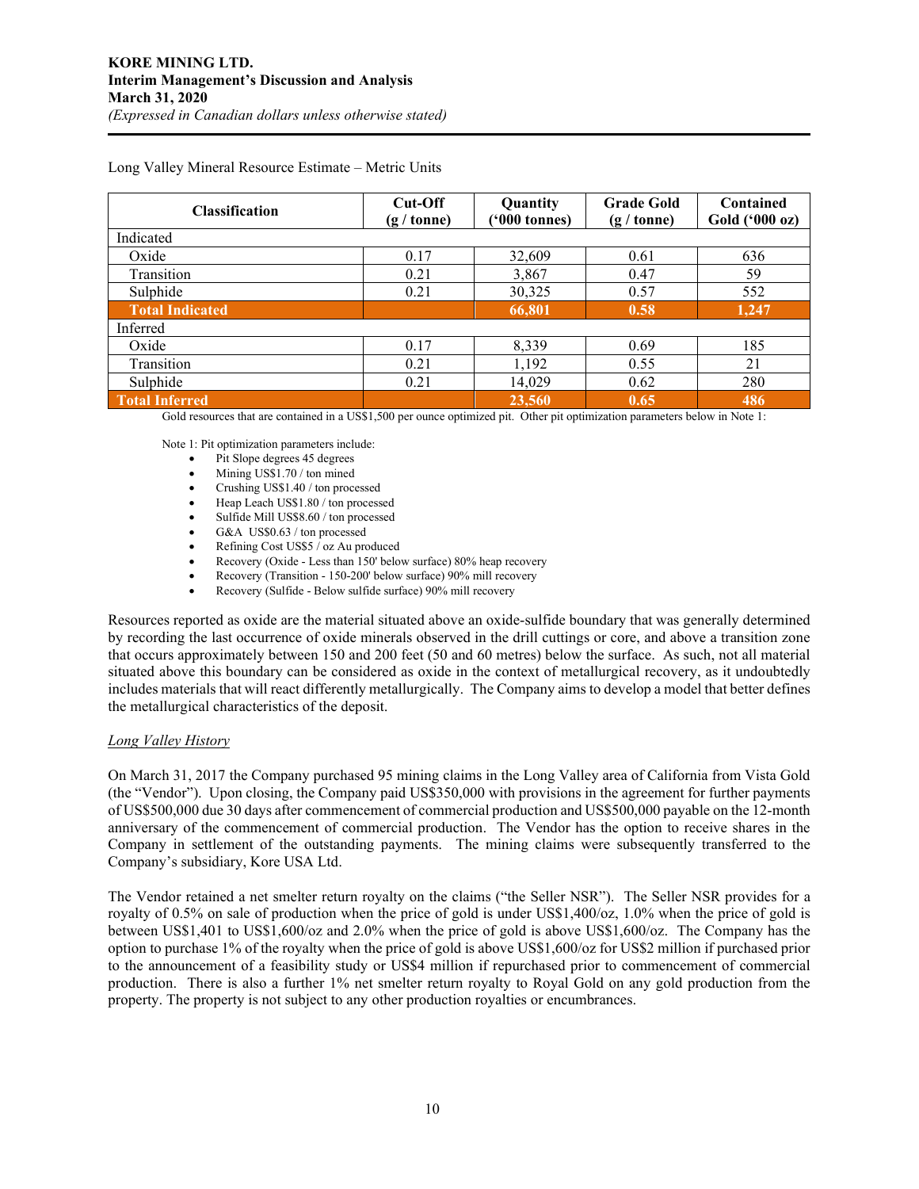Long Valley Mineral Resource Estimate – Metric Units

| Classification | Cut-Off (g / tonne) | Quantity ('000 tonnes) | Grade Gold (g / tonne) | Contained Gold ('000 oz) |
|---|---|---|---|---|
| Indicated | | | | |
| Oxide | 0.17 | 32,609 | 0.61 | 636 |
| Transition | 0.21 | 3,867 | 0.47 | 59 |
| Sulphide | 0.21 | 30,325 | 0.57 | 552 |
| **Total Indicated** | | **66,801** | **0.58** | **1,247** |
| Inferred | | | | |
| Oxide | 0.17 | 8,339 | 0.69 | 185 |
| Transition | 0.21 | 1,192 | 0.55 | 21 |
| Sulphide | 0.21 | 14,029 | 0.62 | 280 |
| **Total Inferred** | | **23,560** | **0.65** | **486** |

Gold resources that are contained in a US$1,500 per ounce optimized pit. Other pit optimization parameters below in Note 1:

Note 1: Pit optimization parameters include:

- Pit Slope degrees 45 degrees
- Mining US$1.70 / ton mined
- Crushing US$1.40 / ton processed
- Heap Leach US$1.80 / ton processed
- Sulfide Mill US$8.60 / ton processed
- G&A US$0.63 / ton processed
- Refining Cost US$5 / oz Au produced
- Recovery (Oxide - Less than 150' below surface) 80% heap recovery
- Recovery (Transition - 150-200' below surface) 90% mill recovery
- Recovery (Sulfide - Below sulfide surface) 90% mill recovery

Resources reported as oxide are the material situated above an oxide-sulfide boundary that was generally determined by recording the last occurrence of oxide minerals observed in the drill cuttings or core, and above a transition zone that occurs approximately between 150 and 200 feet (50 and 60 metres) below the surface. As such, not all material situated above this boundary can be considered as oxide in the context of metallurgical recovery, as it undoubtedly includes materials that will react differently metallurgically. The Company aims to develop a model that better defines the metallurgical characteristics of the deposit.

*Long Valley History*

On March 31, 2017 the Company purchased 95 mining claims in the Long Valley area of California from Vista Gold (the "Vendor"). Upon closing, the Company paid US$350,000 with provisions in the agreement for further payments of US$500,000 due 30 days after commencement of commercial production and US$500,000 payable on the 12-month anniversary of the commencement of commercial production. The Vendor has the option to receive shares in the Company in settlement of the outstanding payments. The mining claims were subsequently transferred to the Company's subsidiary, Kore USA Ltd.

The Vendor retained a net smelter return royalty on the claims ("the Seller NSR"). The Seller NSR provides for a royalty of 0.5% on sale of production when the price of gold is under US$1,400/oz, 1.0% when the price of gold is between US$1,401 to US$1,600/oz and 2.0% when the price of gold is above US$1,600/oz. The Company has the option to purchase 1% of the royalty when the price of gold is above US$1,600/oz for US$2 million if purchased prior to the announcement of a feasibility study or US$4 million if repurchased prior to commencement of commercial production. There is also a further 1% net smelter return royalty to Royal Gold on any gold production from the property. The property is not subject to any other production royalties or encumbrances.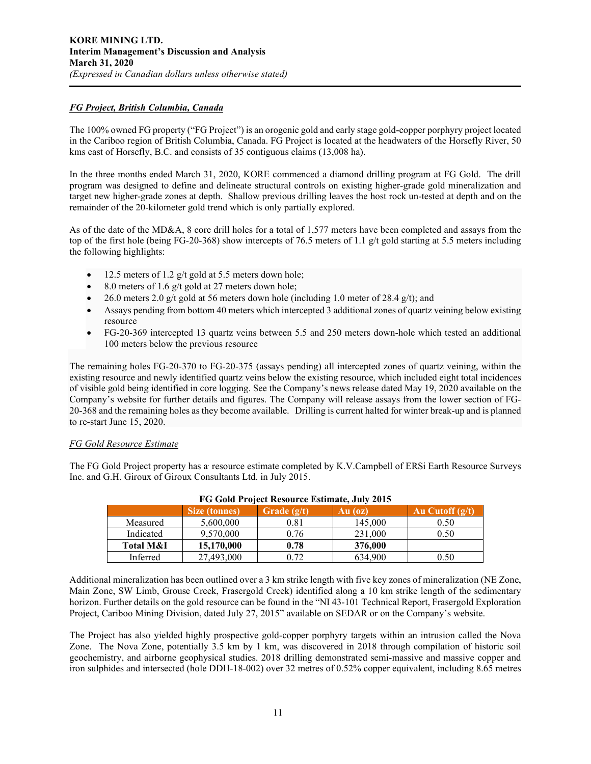### *FG Project, British Columbia, Canada*

The 100% owned FG property ("FG Project") is an orogenic gold and early stage gold-copper porphyry project located in the Cariboo region of British Columbia, Canada. FG Project is located at the headwaters of the Horsefly River, 50 kms east of Horsefly, B.C. and consists of 35 contiguous claims (13,008 ha).

In the three months ended March 31, 2020, KORE commenced a diamond drilling program at FG Gold. The drill program was designed to define and delineate structural controls on existing higher-grade gold mineralization and target new higher-grade zones at depth. Shallow previous drilling leaves the host rock un-tested at depth and on the remainder of the 20-kilometer gold trend which is only partially explored.

As of the date of the MD&A, 8 core drill holes for a total of 1,577 meters have been completed and assays from the top of the first hole (being FG-20-368) show intercepts of 76.5 meters of 1.1 g/t gold starting at 5.5 meters including the following highlights:

- 12.5 meters of 1.2 g/t gold at 5.5 meters down hole;
- 8.0 meters of 1.6 g/t gold at 27 meters down hole;
- 26.0 meters 2.0 g/t gold at 56 meters down hole (including 1.0 meter of 28.4 g/t); and
- Assays pending from bottom 40 meters which intercepted 3 additional zones of quartz veining below existing resource
- FG-20-369 intercepted 13 quartz veins between 5.5 and 250 meters down-hole which tested an additional 100 meters below the previous resource

The remaining holes FG-20-370 to FG-20-375 (assays pending) all intercepted zones of quartz veining, within the existing resource and newly identified quartz veins below the existing resource, which included eight total incidences of visible gold being identified in core logging. See the Company's news release dated May 19, 2020 available on the Company's website for further details and figures. The Company will release assays from the lower section of FG-20-368 and the remaining holes as they become available. Drilling is current halted for winter break-up and is planned to re-start June 15, 2020.

*FG Gold Resource Estimate*

The FG Gold Project property has a resource estimate completed by K.V.Campbell of ERSi Earth Resource Surveys Inc. and G.H. Giroux of Giroux Consultants Ltd. in July 2015.

**FG Gold Project Resource Estimate, July 2015**

| | Size (tonnes) | Grade (g/t) | Au (oz) | Au Cutoff (g/t) |
|---|---|---|---|---|
| Measured | 5,600,000 | 0.81 | 145,000 | 0.50 |
| Indicated | 9,570,000 | 0.76 | 231,000 | 0.50 |
| **Total M&I** | **15,170,000** | **0.78** | **376,000** | |
| Inferred | 27,493,000 | 0.72 | 634,900 | 0.50 |

Additional mineralization has been outlined over a 3 km strike length with five key zones of mineralization (NE Zone, Main Zone, SW Limb, Grouse Creek, Frasergold Creek) identified along a 10 km strike length of the sedimentary horizon. Further details on the gold resource can be found in the "NI 43-101 Technical Report, Frasergold Exploration Project, Cariboo Mining Division, dated July 27, 2015" available on SEDAR or on the Company's website.

The Project has also yielded highly prospective gold-copper porphyry targets within an intrusion called the Nova Zone. The Nova Zone, potentially 3.5 km by 1 km, was discovered in 2018 through compilation of historic soil geochemistry, and airborne geophysical studies. 2018 drilling demonstrated semi-massive and massive copper and iron sulphides and intersected (hole DDH-18-002) over 32 metres of 0.52% copper equivalent, including 8.65 metres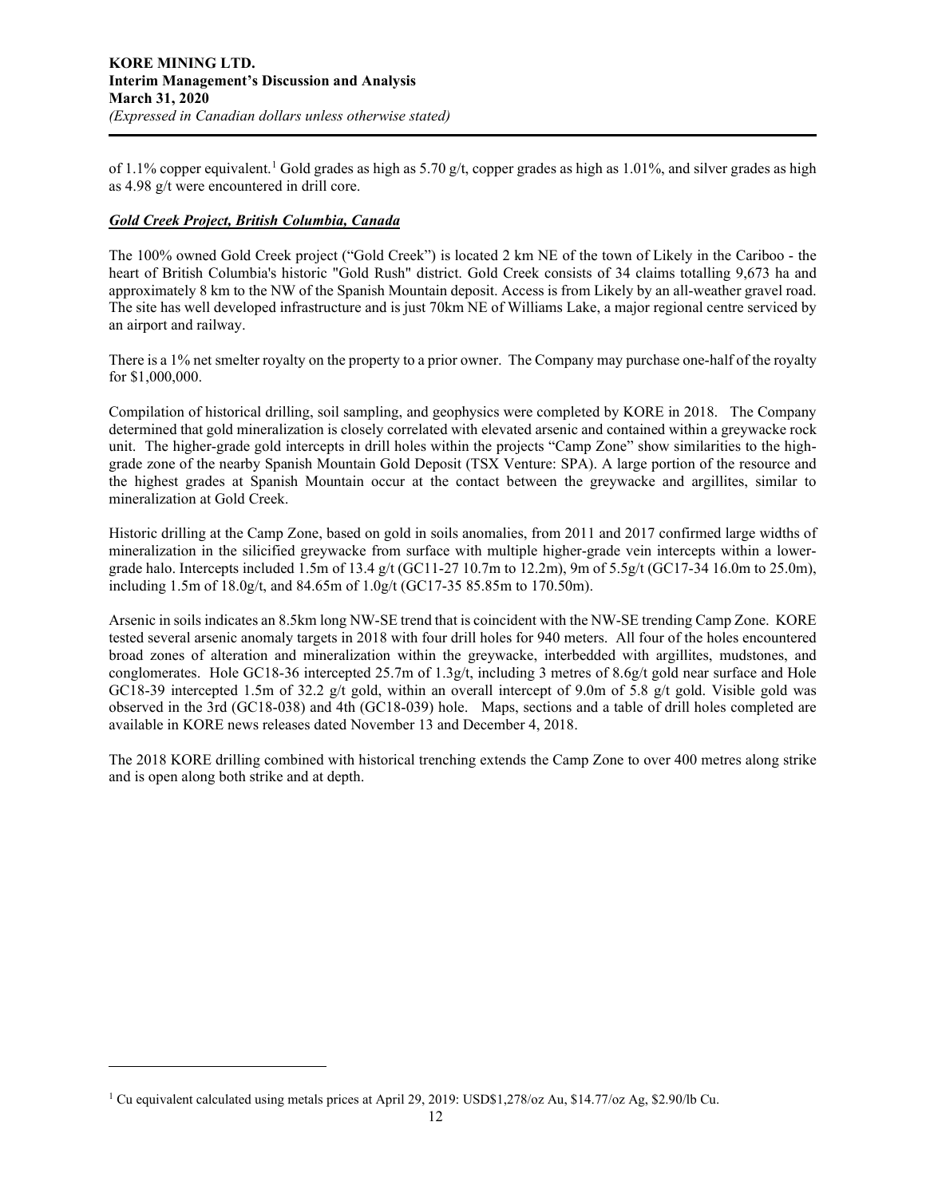of 1.1% copper equivalent.[1] Gold grades as high as 5.70 g/t, copper grades as high as 1.01%, and silver grades as high as 4.98 g/t were encountered in drill core.

***Gold Creek Project, British Columbia, Canada***

The 100% owned Gold Creek project ("Gold Creek") is located 2 km NE of the town of Likely in the Cariboo - the heart of British Columbia's historic "Gold Rush" district. Gold Creek consists of 34 claims totalling 9,673 ha and approximately 8 km to the NW of the Spanish Mountain deposit. Access is from Likely by an all-weather gravel road. The site has well developed infrastructure and is just 70km NE of Williams Lake, a major regional centre serviced by an airport and railway.

There is a 1% net smelter royalty on the property to a prior owner. The Company may purchase one-half of the royalty for $1,000,000.

Compilation of historical drilling, soil sampling, and geophysics were completed by KORE in 2018. The Company determined that gold mineralization is closely correlated with elevated arsenic and contained within a greywacke rock unit. The higher-grade gold intercepts in drill holes within the projects "Camp Zone" show similarities to the high-grade zone of the nearby Spanish Mountain Gold Deposit (TSX Venture: SPA). A large portion of the resource and the highest grades at Spanish Mountain occur at the contact between the greywacke and argillites, similar to mineralization at Gold Creek.

Historic drilling at the Camp Zone, based on gold in soils anomalies, from 2011 and 2017 confirmed large widths of mineralization in the silicified greywacke from surface with multiple higher-grade vein intercepts within a lower-grade halo. Intercepts included 1.5m of 13.4 g/t (GC11-27 10.7m to 12.2m), 9m of 5.5g/t (GC17-34 16.0m to 25.0m), including 1.5m of 18.0g/t, and 84.65m of 1.0g/t (GC17-35 85.85m to 170.50m).

Arsenic in soils indicates an 8.5km long NW-SE trend that is coincident with the NW-SE trending Camp Zone. KORE tested several arsenic anomaly targets in 2018 with four drill holes for 940 meters. All four of the holes encountered broad zones of alteration and mineralization within the greywacke, interbedded with argillites, mudstones, and conglomerates. Hole GC18-36 intercepted 25.7m of 1.3g/t, including 3 metres of 8.6g/t gold near surface and Hole GC18-39 intercepted 1.5m of 32.2 g/t gold, within an overall intercept of 9.0m of 5.8 g/t gold. Visible gold was observed in the 3rd (GC18-038) and 4th (GC18-039) hole. Maps, sections and a table of drill holes completed are available in KORE news releases dated November 13 and December 4, 2018.

The 2018 KORE drilling combined with historical trenching extends the Camp Zone to over 400 metres along strike and is open along both strike and at depth.

---

[1] Cu equivalent calculated using metals prices at April 29, 2019: USD$1,278/oz Au, $14.77/oz Ag, $2.90/lb Cu.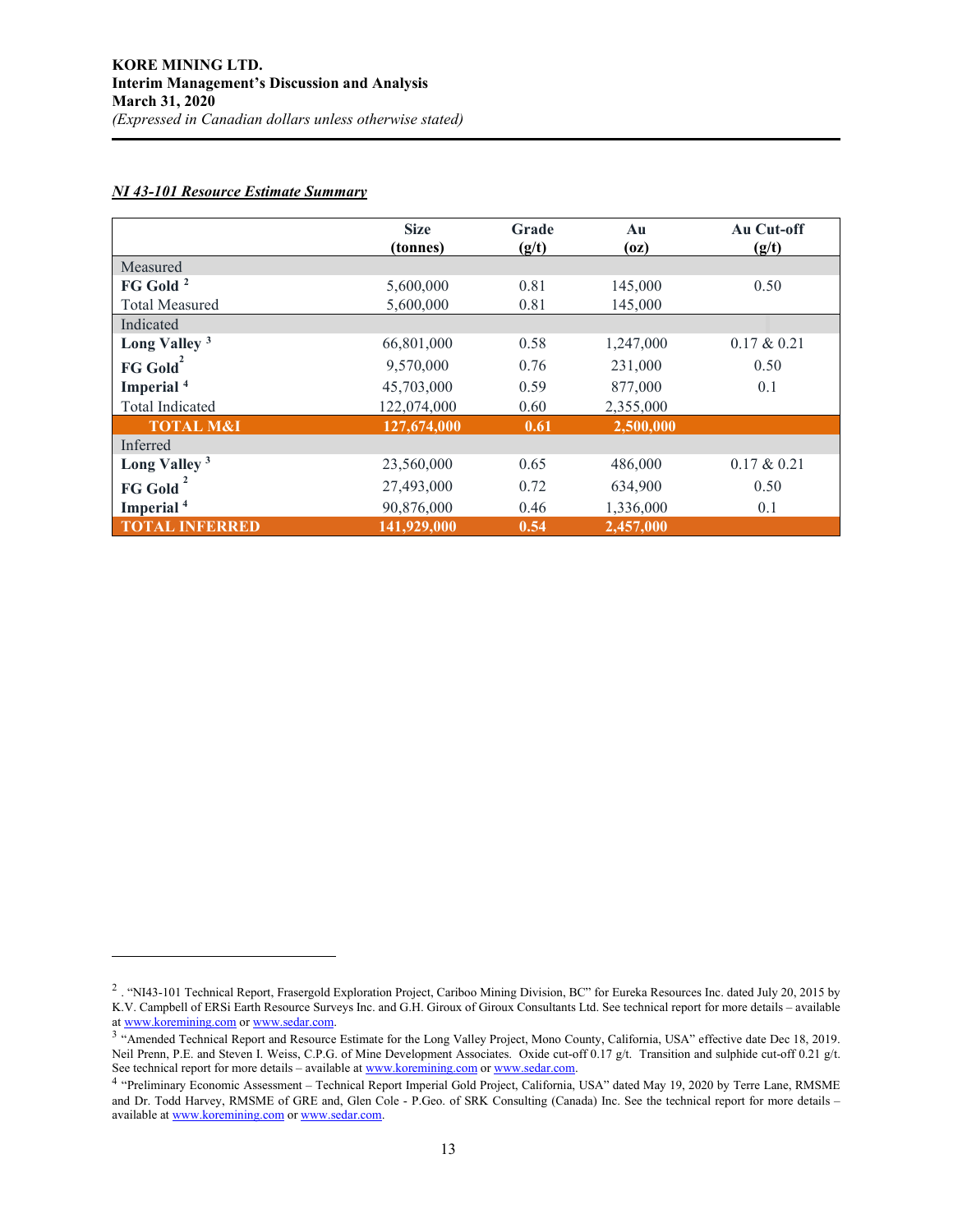***NI 43-101 Resource Estimate Summary***

| | Size (tonnes) | Grade (g/t) | Au (oz) | Au Cut-off (g/t) |
|---|---|---|---|---|
| Measured | | | | |
| **FG Gold** [2] | 5,600,000 | 0.81 | 145,000 | 0.50 |
| Total Measured | 5,600,000 | 0.81 | 145,000 | |
| Indicated | | | | |
| **Long Valley** [3] | 66,801,000 | 0.58 | 1,247,000 | 0.17 & 0.21 |
| **FG Gold** [2] | 9,570,000 | 0.76 | 231,000 | 0.50 |
| **Imperial** [4] | 45,703,000 | 0.59 | 877,000 | 0.1 |
| Total Indicated | 122,074,000 | 0.60 | 2,355,000 | |
| **TOTAL M&I** | **127,674,000** | **0.61** | **2,500,000** | |
| Inferred | | | | |
| **Long Valley** [3] | 23,560,000 | 0.65 | 486,000 | 0.17 & 0.21 |
| **FG Gold** [2] | 27,493,000 | 0.72 | 634,900 | 0.50 |
| **Imperial** [4] | 90,876,000 | 0.46 | 1,336,000 | 0.1 |
| **TOTAL INFERRED** | **141,929,000** | **0.54** | **2,457,000** | |

[2] . "NI43-101 Technical Report, Frasergold Exploration Project, Cariboo Mining Division, BC" for Eureka Resources Inc. dated July 20, 2015 by K.V. Campbell of ERSi Earth Resource Surveys Inc. and G.H. Giroux of Giroux Consultants Ltd. See technical report for more details – available at www.koremining.com or www.sedar.com.

[3] "Amended Technical Report and Resource Estimate for the Long Valley Project, Mono County, California, USA" effective date Dec 18, 2019. Neil Prenn, P.E. and Steven I. Weiss, C.P.G. of Mine Development Associates. Oxide cut-off 0.17 g/t. Transition and sulphide cut-off 0.21 g/t. See technical report for more details – available at www.koremining.com or www.sedar.com.

[4] "Preliminary Economic Assessment – Technical Report Imperial Gold Project, California, USA" dated May 19, 2020 by Terre Lane, RMSME and Dr. Todd Harvey, RMSME of GRE and, Glen Cole - P.Geo. of SRK Consulting (Canada) Inc. See the technical report for more details – available at www.koremining.com or www.sedar.com.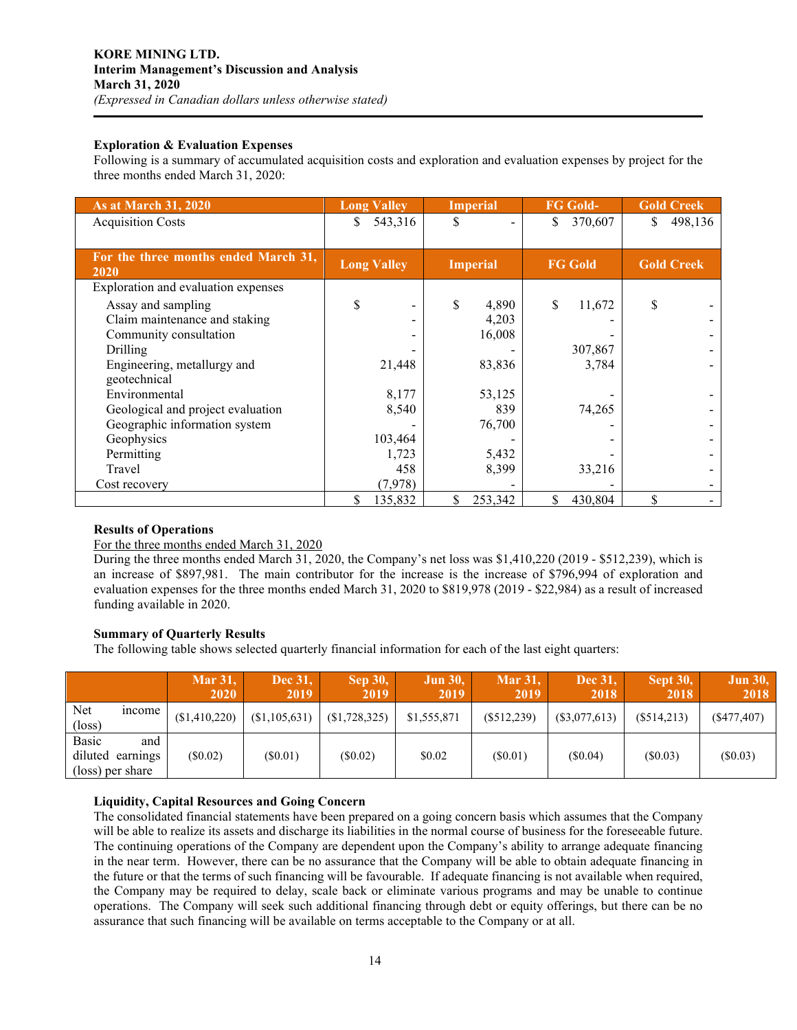### Exploration & Evaluation Expenses

Following is a summary of accumulated acquisition costs and exploration and evaluation expenses by project for the three months ended March 31, 2020:

| As at March 31, 2020 | Long Valley | Imperial | FG Gold- | Gold Creek |
|---|---|---|---|---|
| Acquisition Costs | $ 543,316 | $ - | $ 370,607 | $ 498,136 |

| For the three months ended March 31, 2020 | Long Valley | Imperial | FG Gold | Gold Creek |
|---|---|---|---|---|
| Exploration and evaluation expenses | | | | |
| Assay and sampling | $ - | $ 4,890 | $ 11,672 | $ - |
| Claim maintenance and staking | - | 4,203 | - | - |
| Community consultation | - | 16,008 | - | - |
| Drilling | - | - | 307,867 | - |
| Engineering, metallurgy and geotechnical | 21,448 | 83,836 | 3,784 | - |
| Environmental | 8,177 | 53,125 | - | - |
| Geological and project evaluation | 8,540 | 839 | 74,265 | - |
| Geographic information system | - | 76,700 | - | - |
| Geophysics | 103,464 | - | - | - |
| Permitting | 1,723 | 5,432 | - | - |
| Travel | 458 | 8,399 | 33,216 | - |
| Cost recovery | (7,978) | - | - | - |
| | $ 135,832 | $ 253,342 | $ 430,804 | $ - |

### Results of Operations

For the three months ended March 31, 2020

During the three months ended March 31, 2020, the Company's net loss was $1,410,220 (2019 - $512,239), which is an increase of $897,981. The main contributor for the increase is the increase of $796,994 of exploration and evaluation expenses for the three months ended March 31, 2020 to $819,978 (2019 - $22,984) as a result of increased funding available in 2020.

### Summary of Quarterly Results

The following table shows selected quarterly financial information for each of the last eight quarters:

| | Mar 31, 2020 | Dec 31, 2019 | Sep 30, 2019 | Jun 30, 2019 | Mar 31, 2019 | Dec 31, 2018 | Sept 30, 2018 | Jun 30, 2018 |
|---|---|---|---|---|---|---|---|---|
| Net income (loss) | ($1,410,220) | ($1,105,631) | ($1,728,325) | $1,555,871 | ($512,239) | ($3,077,613) | ($514,213) | ($477,407) |
| Basic and diluted earnings (loss) per share | ($0.02) | ($0.01) | ($0.02) | $0.02 | ($0.01) | ($0.04) | ($0.03) | ($0.03) |

### Liquidity, Capital Resources and Going Concern

The consolidated financial statements have been prepared on a going concern basis which assumes that the Company will be able to realize its assets and discharge its liabilities in the normal course of business for the foreseeable future. The continuing operations of the Company are dependent upon the Company's ability to arrange adequate financing in the near term. However, there can be no assurance that the Company will be able to obtain adequate financing in the future or that the terms of such financing will be favourable. If adequate financing is not available when required, the Company may be required to delay, scale back or eliminate various programs and may be unable to continue operations. The Company will seek such additional financing through debt or equity offerings, but there can be no assurance that such financing will be available on terms acceptable to the Company or at all.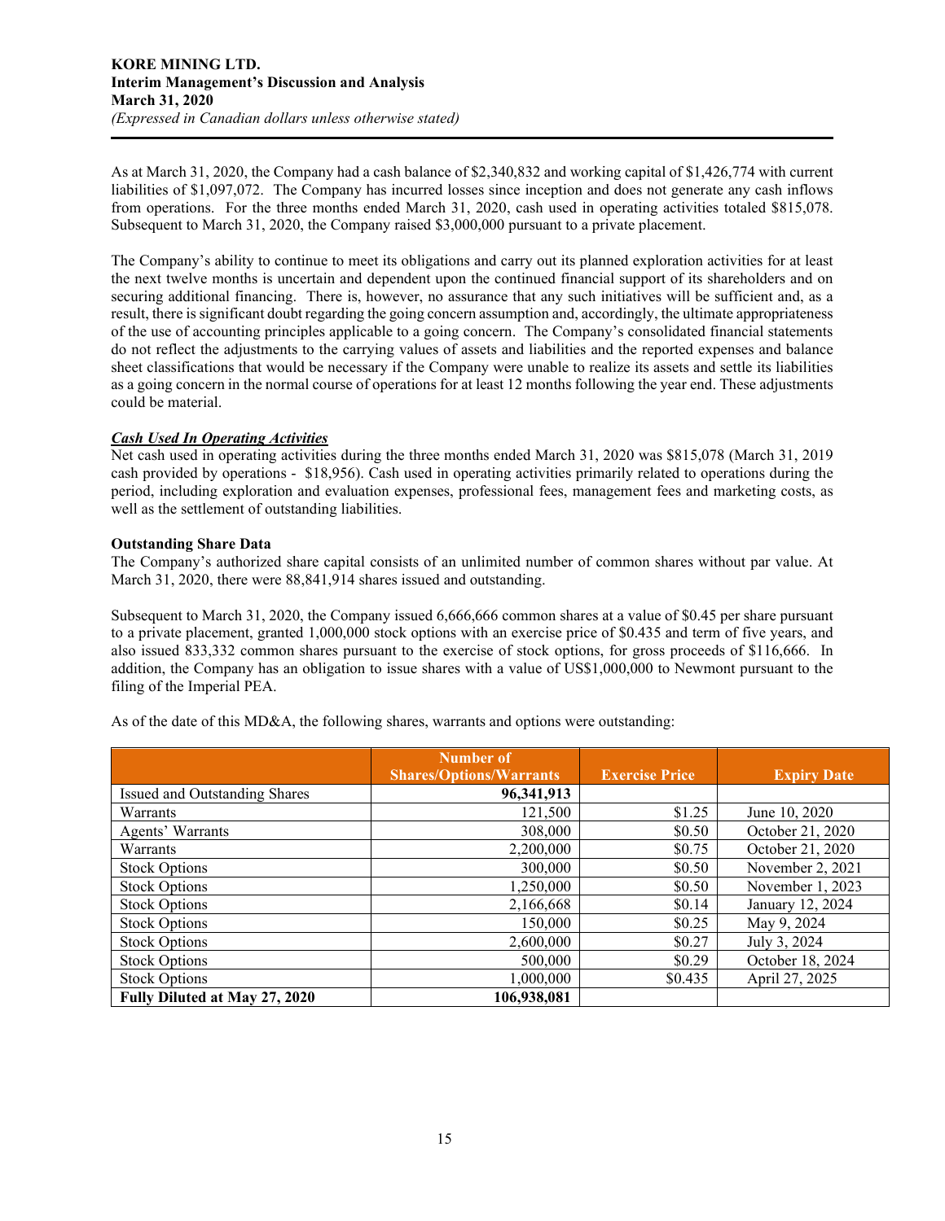As at March 31, 2020, the Company had a cash balance of $2,340,832 and working capital of $1,426,774 with current liabilities of $1,097,072. The Company has incurred losses since inception and does not generate any cash inflows from operations. For the three months ended March 31, 2020, cash used in operating activities totaled $815,078. Subsequent to March 31, 2020, the Company raised $3,000,000 pursuant to a private placement.

The Company's ability to continue to meet its obligations and carry out its planned exploration activities for at least the next twelve months is uncertain and dependent upon the continued financial support of its shareholders and on securing additional financing. There is, however, no assurance that any such initiatives will be sufficient and, as a result, there is significant doubt regarding the going concern assumption and, accordingly, the ultimate appropriateness of the use of accounting principles applicable to a going concern. The Company's consolidated financial statements do not reflect the adjustments to the carrying values of assets and liabilities and the reported expenses and balance sheet classifications that would be necessary if the Company were unable to realize its assets and settle its liabilities as a going concern in the normal course of operations for at least 12 months following the year end. These adjustments could be material.

***Cash Used In Operating Activities***

Net cash used in operating activities during the three months ended March 31, 2020 was $815,078 (March 31, 2019 cash provided by operations - $18,956). Cash used in operating activities primarily related to operations during the period, including exploration and evaluation expenses, professional fees, management fees and marketing costs, as well as the settlement of outstanding liabilities.

**Outstanding Share Data**

The Company's authorized share capital consists of an unlimited number of common shares without par value. At March 31, 2020, there were 88,841,914 shares issued and outstanding.

Subsequent to March 31, 2020, the Company issued 6,666,666 common shares at a value of $0.45 per share pursuant to a private placement, granted 1,000,000 stock options with an exercise price of $0.435 and term of five years, and also issued 833,332 common shares pursuant to the exercise of stock options, for gross proceeds of $116,666. In addition, the Company has an obligation to issue shares with a value of US$1,000,000 to Newmont pursuant to the filing of the Imperial PEA.

As of the date of this MD&A, the following shares, warrants and options were outstanding:

| | Number of Shares/Options/Warrants | Exercise Price | Expiry Date |
|---|---|---|---|
| Issued and Outstanding Shares | **96,341,913** | | |
| Warrants | 121,500 | $1.25 | June 10, 2020 |
| Agents' Warrants | 308,000 | $0.50 | October 21, 2020 |
| Warrants | 2,200,000 | $0.75 | October 21, 2020 |
| Stock Options | 300,000 | $0.50 | November 2, 2021 |
| Stock Options | 1,250,000 | $0.50 | November 1, 2023 |
| Stock Options | 2,166,668 | $0.14 | January 12, 2024 |
| Stock Options | 150,000 | $0.25 | May 9, 2024 |
| Stock Options | 2,600,000 | $0.27 | July 3, 2024 |
| Stock Options | 500,000 | $0.29 | October 18, 2024 |
| Stock Options | 1,000,000 | $0.435 | April 27, 2025 |
| **Fully Diluted at May 27, 2020** | **106,938,081** | | |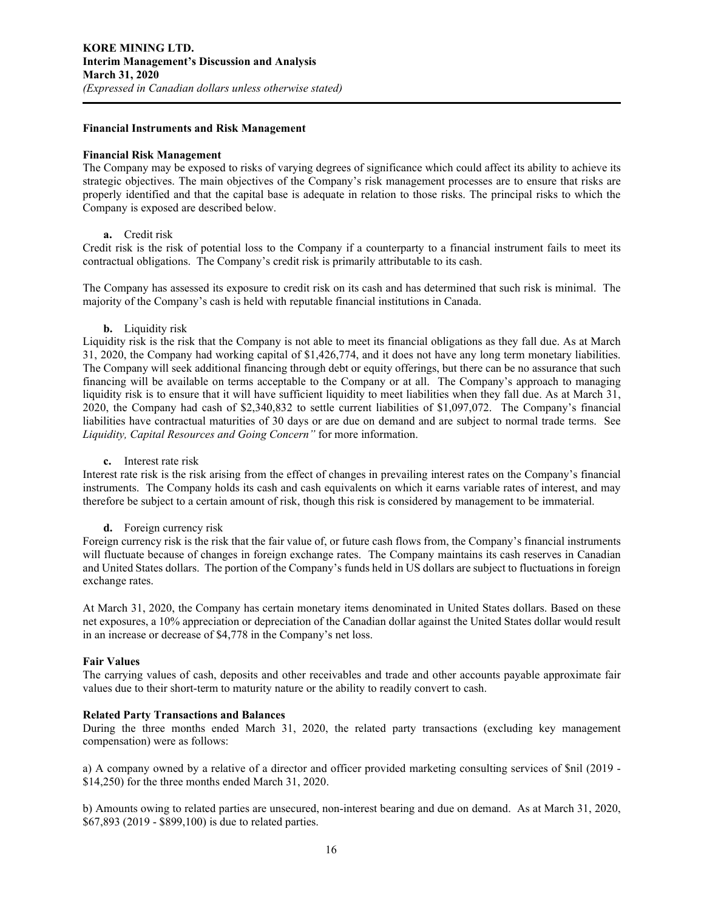## Financial Instruments and Risk Management

### Financial Risk Management

The Company may be exposed to risks of varying degrees of significance which could affect its ability to achieve its strategic objectives. The main objectives of the Company's risk management processes are to ensure that risks are properly identified and that the capital base is adequate in relation to those risks. The principal risks to which the Company is exposed are described below.

**a.** Credit risk

Credit risk is the risk of potential loss to the Company if a counterparty to a financial instrument fails to meet its contractual obligations. The Company's credit risk is primarily attributable to its cash.

The Company has assessed its exposure to credit risk on its cash and has determined that such risk is minimal. The majority of the Company's cash is held with reputable financial institutions in Canada.

**b.** Liquidity risk

Liquidity risk is the risk that the Company is not able to meet its financial obligations as they fall due. As at March 31, 2020, the Company had working capital of $1,426,774, and it does not have any long term monetary liabilities. The Company will seek additional financing through debt or equity offerings, but there can be no assurance that such financing will be available on terms acceptable to the Company or at all. The Company's approach to managing liquidity risk is to ensure that it will have sufficient liquidity to meet liabilities when they fall due. As at March 31, 2020, the Company had cash of $2,340,832 to settle current liabilities of $1,097,072. The Company's financial liabilities have contractual maturities of 30 days or are due on demand and are subject to normal trade terms. See *Liquidity, Capital Resources and Going Concern"* for more information.

**c.** Interest rate risk

Interest rate risk is the risk arising from the effect of changes in prevailing interest rates on the Company's financial instruments. The Company holds its cash and cash equivalents on which it earns variable rates of interest, and may therefore be subject to a certain amount of risk, though this risk is considered by management to be immaterial.

**d.** Foreign currency risk

Foreign currency risk is the risk that the fair value of, or future cash flows from, the Company's financial instruments will fluctuate because of changes in foreign exchange rates. The Company maintains its cash reserves in Canadian and United States dollars. The portion of the Company's funds held in US dollars are subject to fluctuations in foreign exchange rates.

At March 31, 2020, the Company has certain monetary items denominated in United States dollars. Based on these net exposures, a 10% appreciation or depreciation of the Canadian dollar against the United States dollar would result in an increase or decrease of $4,778 in the Company's net loss.

### Fair Values

The carrying values of cash, deposits and other receivables and trade and other accounts payable approximate fair values due to their short-term to maturity nature or the ability to readily convert to cash.

### Related Party Transactions and Balances

During the three months ended March 31, 2020, the related party transactions (excluding key management compensation) were as follows:

a) A company owned by a relative of a director and officer provided marketing consulting services of $nil (2019 - $14,250) for the three months ended March 31, 2020.

b) Amounts owing to related parties are unsecured, non-interest bearing and due on demand. As at March 31, 2020, $67,893 (2019 - $899,100) is due to related parties.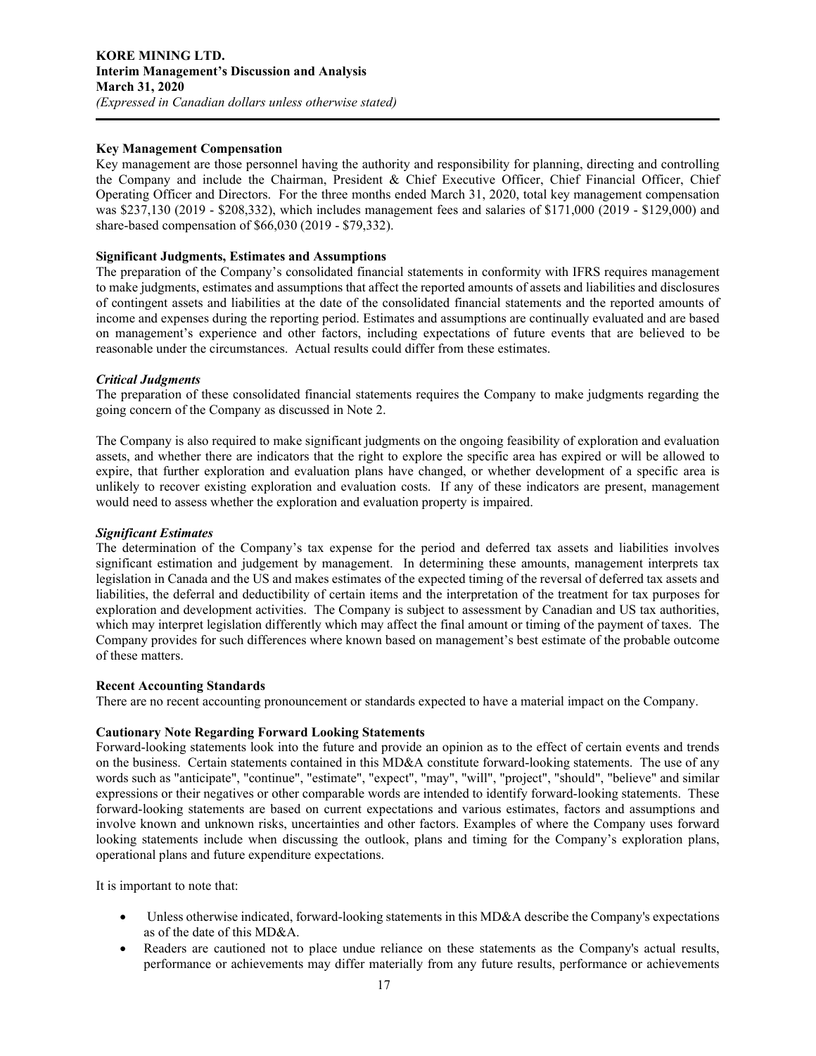### Key Management Compensation

Key management are those personnel having the authority and responsibility for planning, directing and controlling the Company and include the Chairman, President & Chief Executive Officer, Chief Financial Officer, Chief Operating Officer and Directors. For the three months ended March 31, 2020, total key management compensation was $237,130 (2019 - $208,332), which includes management fees and salaries of $171,000 (2019 - $129,000) and share-based compensation of $66,030 (2019 - $79,332).

### Significant Judgments, Estimates and Assumptions

The preparation of the Company's consolidated financial statements in conformity with IFRS requires management to make judgments, estimates and assumptions that affect the reported amounts of assets and liabilities and disclosures of contingent assets and liabilities at the date of the consolidated financial statements and the reported amounts of income and expenses during the reporting period. Estimates and assumptions are continually evaluated and are based on management's experience and other factors, including expectations of future events that are believed to be reasonable under the circumstances. Actual results could differ from these estimates.

#### *Critical Judgments*

The preparation of these consolidated financial statements requires the Company to make judgments regarding the going concern of the Company as discussed in Note 2.

The Company is also required to make significant judgments on the ongoing feasibility of exploration and evaluation assets, and whether there are indicators that the right to explore the specific area has expired or will be allowed to expire, that further exploration and evaluation plans have changed, or whether development of a specific area is unlikely to recover existing exploration and evaluation costs. If any of these indicators are present, management would need to assess whether the exploration and evaluation property is impaired.

#### *Significant Estimates*

The determination of the Company's tax expense for the period and deferred tax assets and liabilities involves significant estimation and judgement by management. In determining these amounts, management interprets tax legislation in Canada and the US and makes estimates of the expected timing of the reversal of deferred tax assets and liabilities, the deferral and deductibility of certain items and the interpretation of the treatment for tax purposes for exploration and development activities. The Company is subject to assessment by Canadian and US tax authorities, which may interpret legislation differently which may affect the final amount or timing of the payment of taxes. The Company provides for such differences where known based on management's best estimate of the probable outcome of these matters.

### Recent Accounting Standards

There are no recent accounting pronouncement or standards expected to have a material impact on the Company.

### Cautionary Note Regarding Forward Looking Statements

Forward-looking statements look into the future and provide an opinion as to the effect of certain events and trends on the business. Certain statements contained in this MD&A constitute forward-looking statements. The use of any words such as "anticipate", "continue", "estimate", "expect", "may", "will", "project", "should", "believe" and similar expressions or their negatives or other comparable words are intended to identify forward-looking statements. These forward-looking statements are based on current expectations and various estimates, factors and assumptions and involve known and unknown risks, uncertainties and other factors. Examples of where the Company uses forward looking statements include when discussing the outlook, plans and timing for the Company's exploration plans, operational plans and future expenditure expectations.

It is important to note that:

- Unless otherwise indicated, forward-looking statements in this MD&A describe the Company's expectations as of the date of this MD&A.
- Readers are cautioned not to place undue reliance on these statements as the Company's actual results, performance or achievements may differ materially from any future results, performance or achievements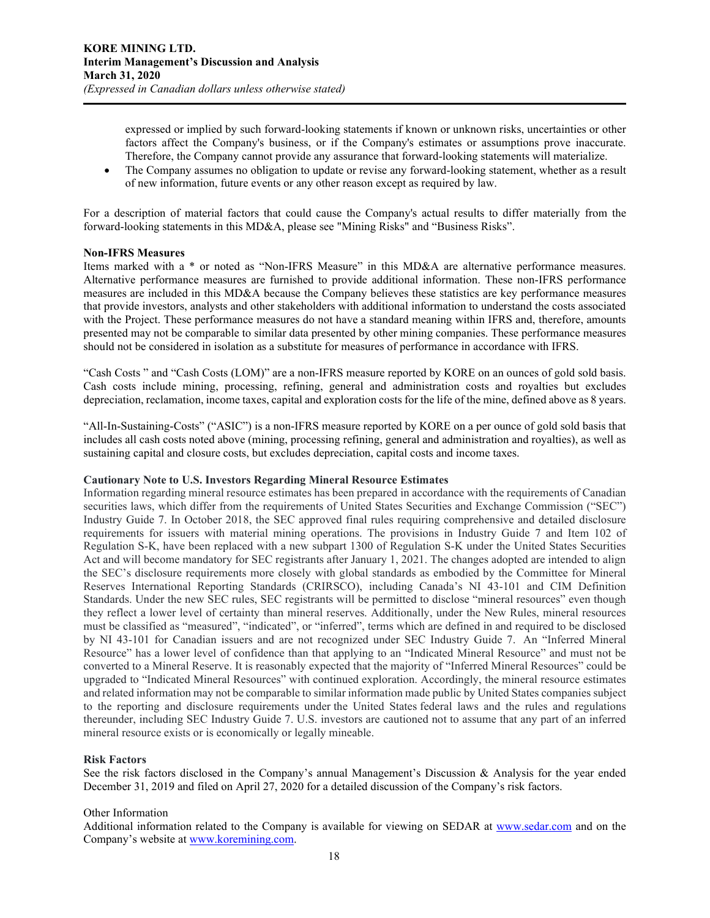expressed or implied by such forward-looking statements if known or unknown risks, uncertainties or other factors affect the Company's business, or if the Company's estimates or assumptions prove inaccurate. Therefore, the Company cannot provide any assurance that forward-looking statements will materialize.

- The Company assumes no obligation to update or revise any forward-looking statement, whether as a result of new information, future events or any other reason except as required by law.

For a description of material factors that could cause the Company's actual results to differ materially from the forward-looking statements in this MD&A, please see "Mining Risks" and "Business Risks".

**Non-IFRS Measures**

Items marked with a * or noted as "Non-IFRS Measure" in this MD&A are alternative performance measures. Alternative performance measures are furnished to provide additional information. These non-IFRS performance measures are included in this MD&A because the Company believes these statistics are key performance measures that provide investors, analysts and other stakeholders with additional information to understand the costs associated with the Project. These performance measures do not have a standard meaning within IFRS and, therefore, amounts presented may not be comparable to similar data presented by other mining companies. These performance measures should not be considered in isolation as a substitute for measures of performance in accordance with IFRS.

"Cash Costs " and "Cash Costs (LOM)" are a non-IFRS measure reported by KORE on an ounces of gold sold basis. Cash costs include mining, processing, refining, general and administration costs and royalties but excludes depreciation, reclamation, income taxes, capital and exploration costs for the life of the mine, defined above as 8 years.

"All-In-Sustaining-Costs" ("ASIC") is a non-IFRS measure reported by KORE on a per ounce of gold sold basis that includes all cash costs noted above (mining, processing refining, general and administration and royalties), as well as sustaining capital and closure costs, but excludes depreciation, capital costs and income taxes.

**Cautionary Note to U.S. Investors Regarding Mineral Resource Estimates**

Information regarding mineral resource estimates has been prepared in accordance with the requirements of Canadian securities laws, which differ from the requirements of United States Securities and Exchange Commission ("SEC") Industry Guide 7. In October 2018, the SEC approved final rules requiring comprehensive and detailed disclosure requirements for issuers with material mining operations. The provisions in Industry Guide 7 and Item 102 of Regulation S-K, have been replaced with a new subpart 1300 of Regulation S-K under the United States Securities Act and will become mandatory for SEC registrants after January 1, 2021. The changes adopted are intended to align the SEC's disclosure requirements more closely with global standards as embodied by the Committee for Mineral Reserves International Reporting Standards (CRIRSCO), including Canada's NI 43-101 and CIM Definition Standards. Under the new SEC rules, SEC registrants will be permitted to disclose "mineral resources" even though they reflect a lower level of certainty than mineral reserves. Additionally, under the New Rules, mineral resources must be classified as "measured", "indicated", or "inferred", terms which are defined in and required to be disclosed by NI 43-101 for Canadian issuers and are not recognized under SEC Industry Guide 7. An "Inferred Mineral Resource" has a lower level of confidence than that applying to an "Indicated Mineral Resource" and must not be converted to a Mineral Reserve. It is reasonably expected that the majority of "Inferred Mineral Resources" could be upgraded to "Indicated Mineral Resources" with continued exploration. Accordingly, the mineral resource estimates and related information may not be comparable to similar information made public by United States companies subject to the reporting and disclosure requirements under the United States federal laws and the rules and regulations thereunder, including SEC Industry Guide 7. U.S. investors are cautioned not to assume that any part of an inferred mineral resource exists or is economically or legally mineable.

**Risk Factors**

See the risk factors disclosed in the Company's annual Management's Discussion & Analysis for the year ended December 31, 2019 and filed on April 27, 2020 for a detailed discussion of the Company's risk factors.

Other Information

Additional information related to the Company is available for viewing on SEDAR at www.sedar.com and on the Company's website at www.koremining.com.